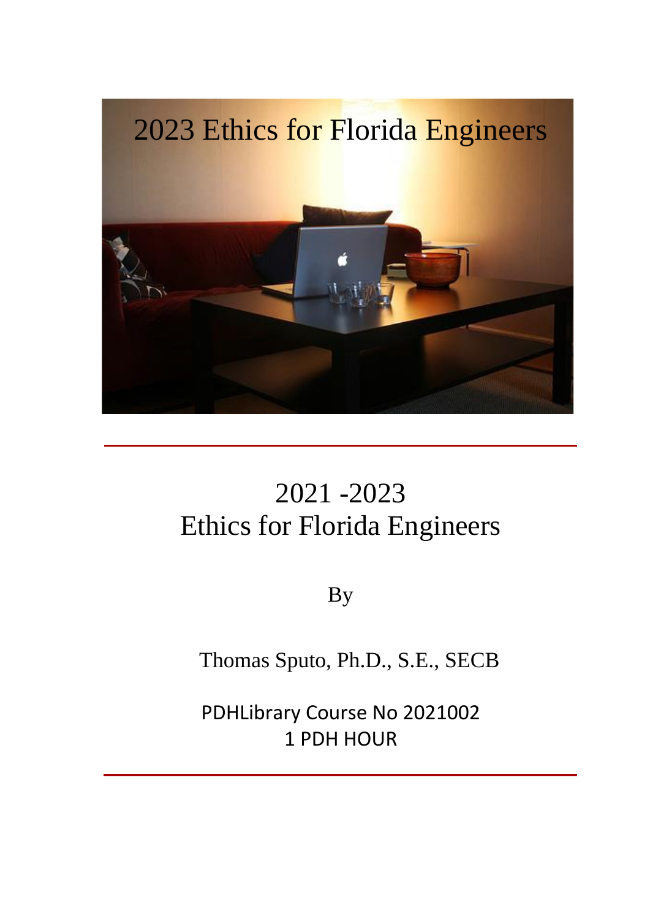2023 Ethics for Florida Engineers

# 2021 -2023 Ethics for Florida Engineers

By

Thomas Sputo, Ph.D., S.E., SECB

PDHLibrary Course No 2021002
1 PDH HOUR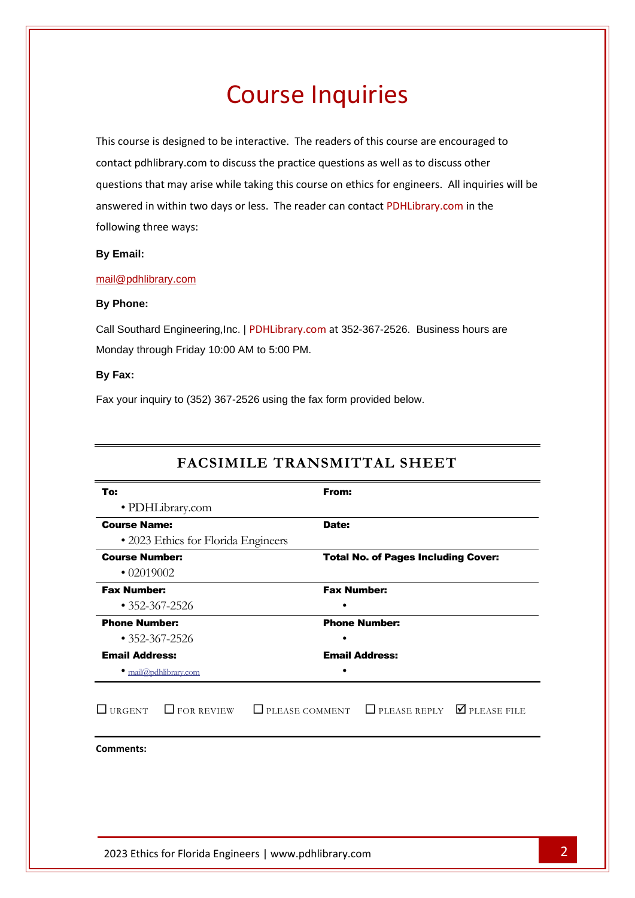# Course Inquiries

This course is designed to be interactive. The readers of this course are encouraged to contact pdhlibrary.com to discuss the practice questions as well as to discuss other questions that may arise while taking this course on ethics for engineers. All inquiries will be answered in within two days or less. The reader can contact PDHLibrary.com in the following three ways:

**By Email:**

mail@pdhlibrary.com

**By Phone:**

Call Southard Engineering,Inc. | PDHLibrary.com at 352-367-2526. Business hours are Monday through Friday 10:00 AM to 5:00 PM.

**By Fax:**

Fax your inquiry to (352) 367-2526 using the fax form provided below.

## FACSIMILE TRANSMITTAL SHEET

| **To:** | **From:** |
|---|---|
| • PDHLibrary.com | |
| **Course Name:** | **Date:** |
| • 2023 Ethics for Florida Engineers | |
| **Course Number:** | **Total No. of Pages Including Cover:** |
| • 02019002 | |
| **Fax Number:** | **Fax Number:** |
| • 352-367-2526 | • |
| **Phone Number:** | **Phone Number:** |
| • 352-367-2526 | • |
| **Email Address:** | **Email Address:** |
| • mail@pdhlibrary.com | • |

☐ URGENT ☐ FOR REVIEW ☐ PLEASE COMMENT ☐ PLEASE REPLY ☑ PLEASE FILE

**Comments:**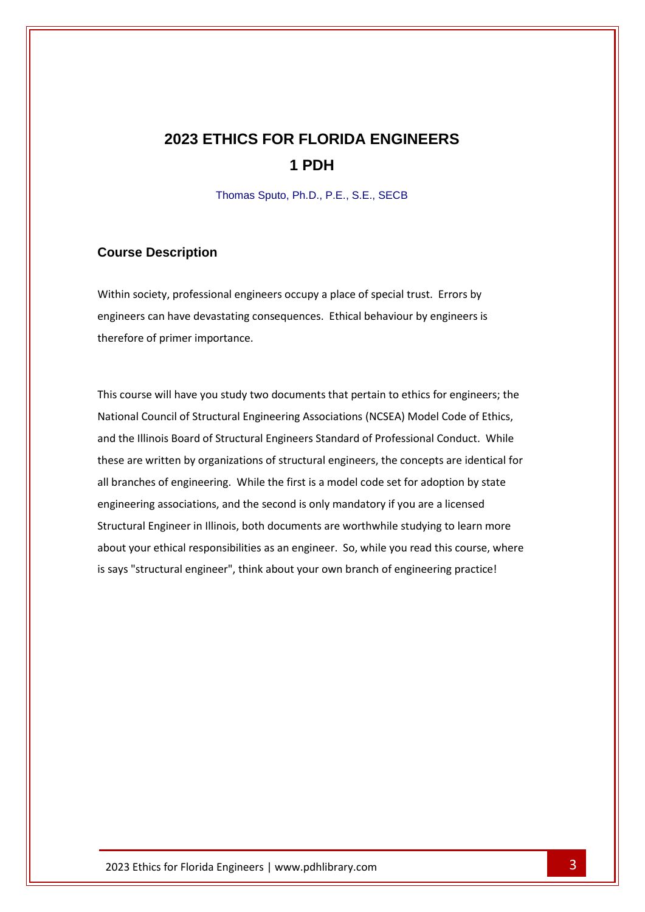# 2023 ETHICS FOR FLORIDA ENGINEERS

## 1 PDH

Thomas Sputo, Ph.D., P.E., S.E., SECB

### Course Description

Within society, professional engineers occupy a place of special trust. Errors by engineers can have devastating consequences. Ethical behaviour by engineers is therefore of primer importance.

This course will have you study two documents that pertain to ethics for engineers; the National Council of Structural Engineering Associations (NCSEA) Model Code of Ethics, and the Illinois Board of Structural Engineers Standard of Professional Conduct. While these are written by organizations of structural engineers, the concepts are identical for all branches of engineering. While the first is a model code set for adoption by state engineering associations, and the second is only mandatory if you are a licensed Structural Engineer in Illinois, both documents are worthwhile studying to learn more about your ethical responsibilities as an engineer. So, while you read this course, where is says "structural engineer", think about your own branch of engineering practice!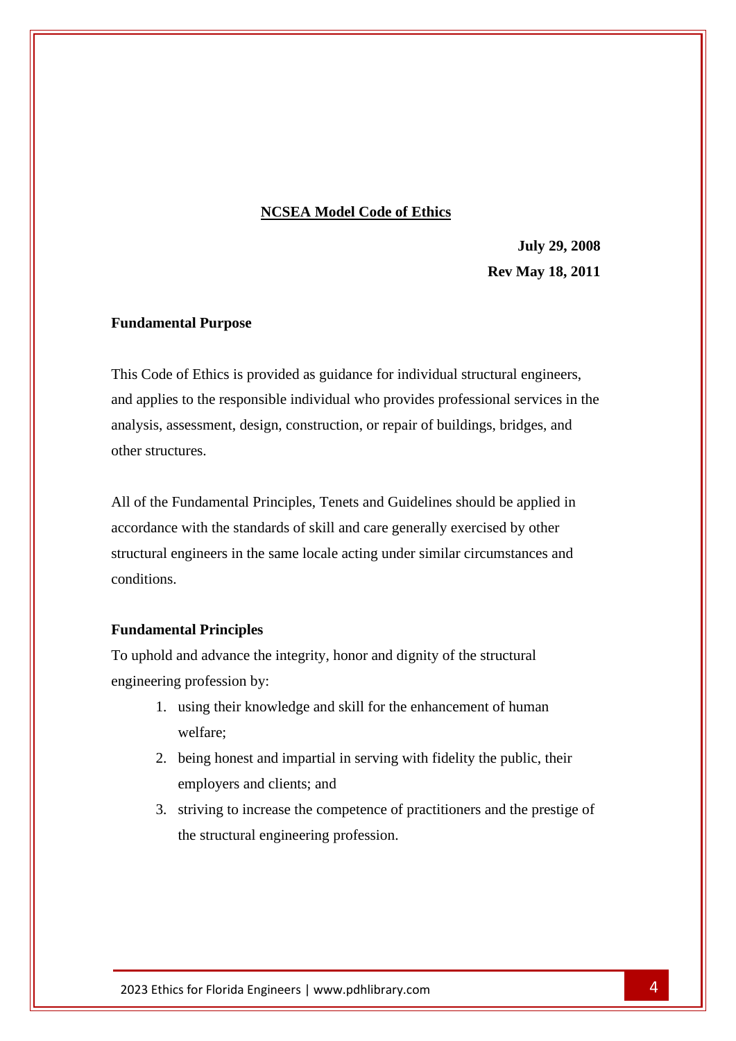## NCSEA Model Code of Ethics

**July 29, 2008**
**Rev May 18, 2011**

### Fundamental Purpose

This Code of Ethics is provided as guidance for individual structural engineers, and applies to the responsible individual who provides professional services in the analysis, assessment, design, construction, or repair of buildings, bridges, and other structures.

All of the Fundamental Principles, Tenets and Guidelines should be applied in accordance with the standards of skill and care generally exercised by other structural engineers in the same locale acting under similar circumstances and conditions.

### Fundamental Principles

To uphold and advance the integrity, honor and dignity of the structural engineering profession by:

1. using their knowledge and skill for the enhancement of human welfare;
2. being honest and impartial in serving with fidelity the public, their employers and clients; and
3. striving to increase the competence of practitioners and the prestige of the structural engineering profession.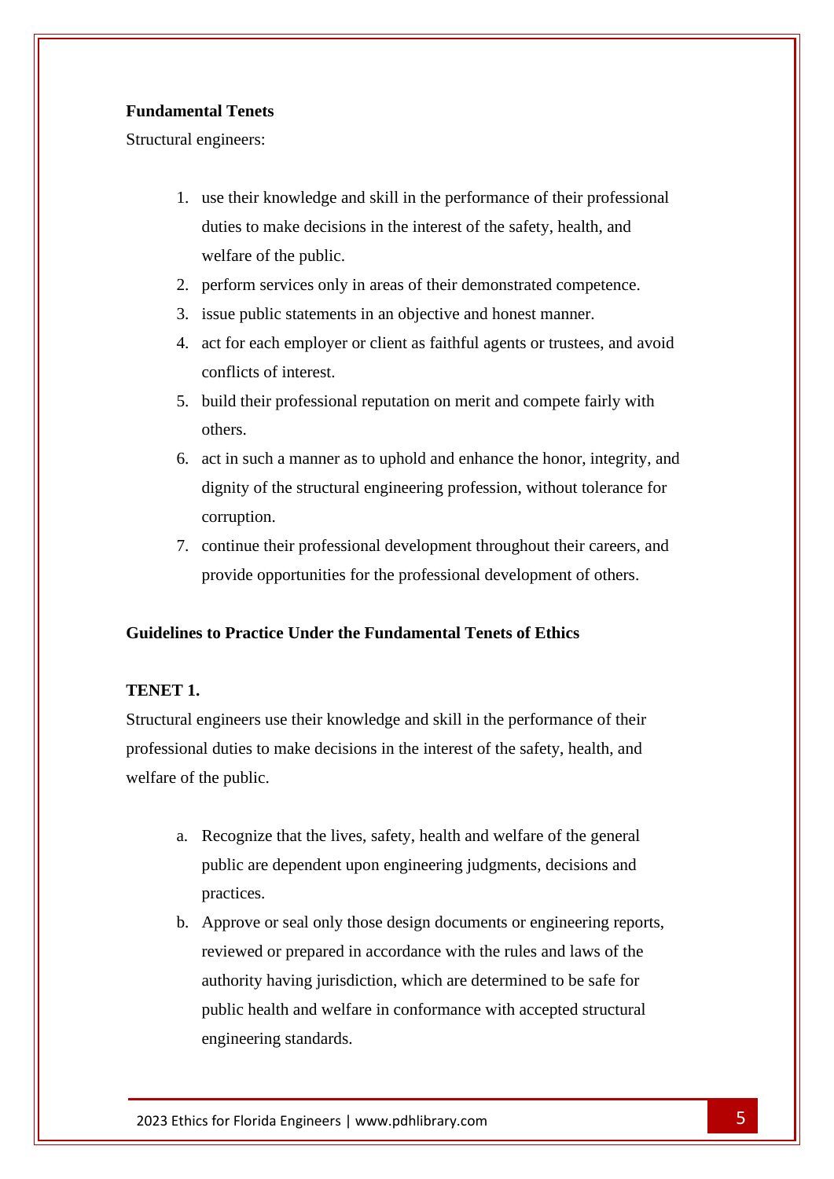**Fundamental Tenets**

Structural engineers:

1. use their knowledge and skill in the performance of their professional duties to make decisions in the interest of the safety, health, and welfare of the public.
2. perform services only in areas of their demonstrated competence.
3. issue public statements in an objective and honest manner.
4. act for each employer or client as faithful agents or trustees, and avoid conflicts of interest.
5. build their professional reputation on merit and compete fairly with others.
6. act in such a manner as to uphold and enhance the honor, integrity, and dignity of the structural engineering profession, without tolerance for corruption.
7. continue their professional development throughout their careers, and provide opportunities for the professional development of others.

**Guidelines to Practice Under the Fundamental Tenets of Ethics**

**TENET 1.**

Structural engineers use their knowledge and skill in the performance of their professional duties to make decisions in the interest of the safety, health, and welfare of the public.

a. Recognize that the lives, safety, health and welfare of the general public are dependent upon engineering judgments, decisions and practices.
b. Approve or seal only those design documents or engineering reports, reviewed or prepared in accordance with the rules and laws of the authority having jurisdiction, which are determined to be safe for public health and welfare in conformance with accepted structural engineering standards.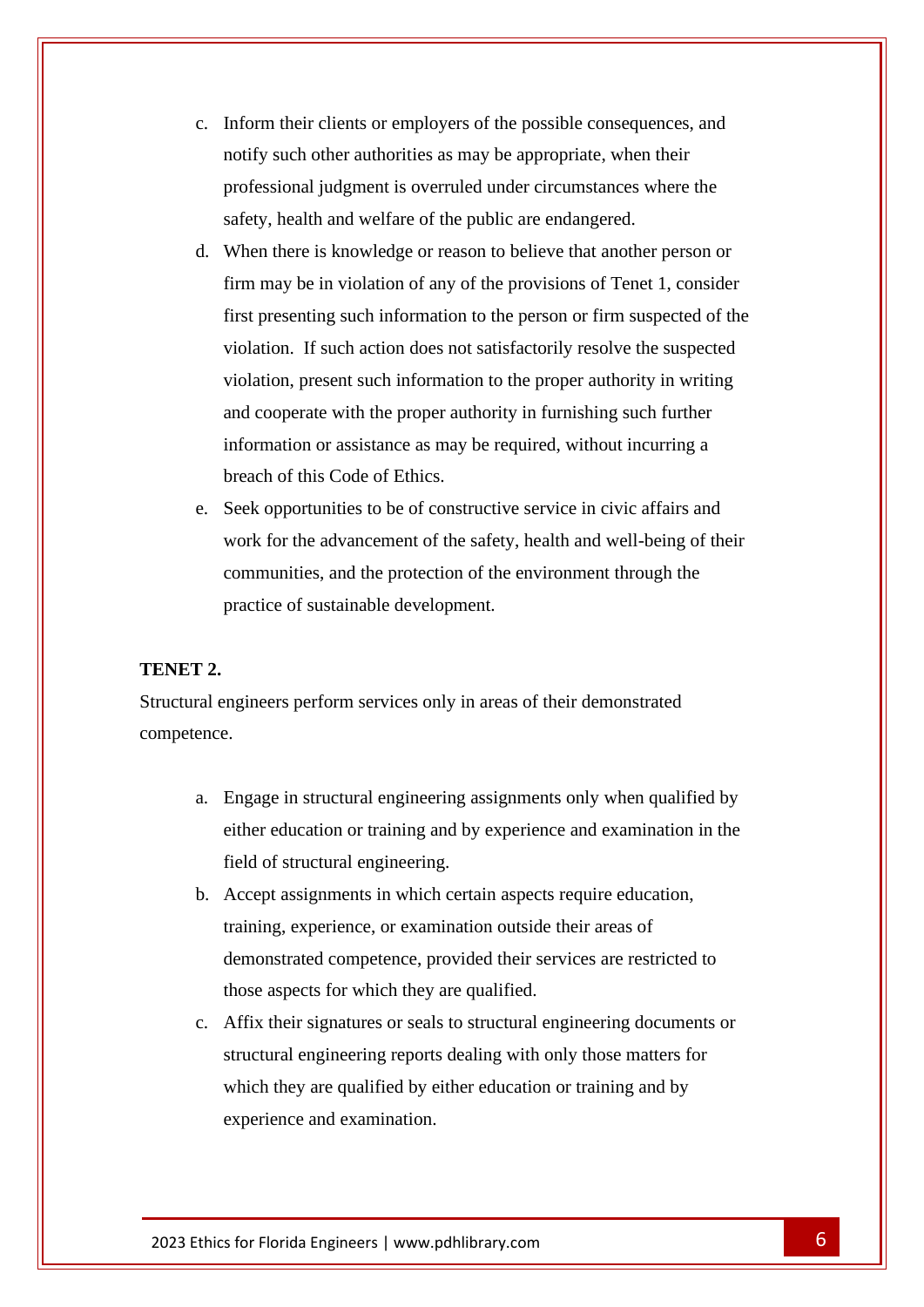c. Inform their clients or employers of the possible consequences, and notify such other authorities as may be appropriate, when their professional judgment is overruled under circumstances where the safety, health and welfare of the public are endangered.
d. When there is knowledge or reason to believe that another person or firm may be in violation of any of the provisions of Tenet 1, consider first presenting such information to the person or firm suspected of the violation. If such action does not satisfactorily resolve the suspected violation, present such information to the proper authority in writing and cooperate with the proper authority in furnishing such further information or assistance as may be required, without incurring a breach of this Code of Ethics.
e. Seek opportunities to be of constructive service in civic affairs and work for the advancement of the safety, health and well-being of their communities, and the protection of the environment through the practice of sustainable development.

**TENET 2.**

Structural engineers perform services only in areas of their demonstrated competence.

a. Engage in structural engineering assignments only when qualified by either education or training and by experience and examination in the field of structural engineering.
b. Accept assignments in which certain aspects require education, training, experience, or examination outside their areas of demonstrated competence, provided their services are restricted to those aspects for which they are qualified.
c. Affix their signatures or seals to structural engineering documents or structural engineering reports dealing with only those matters for which they are qualified by either education or training and by experience and examination.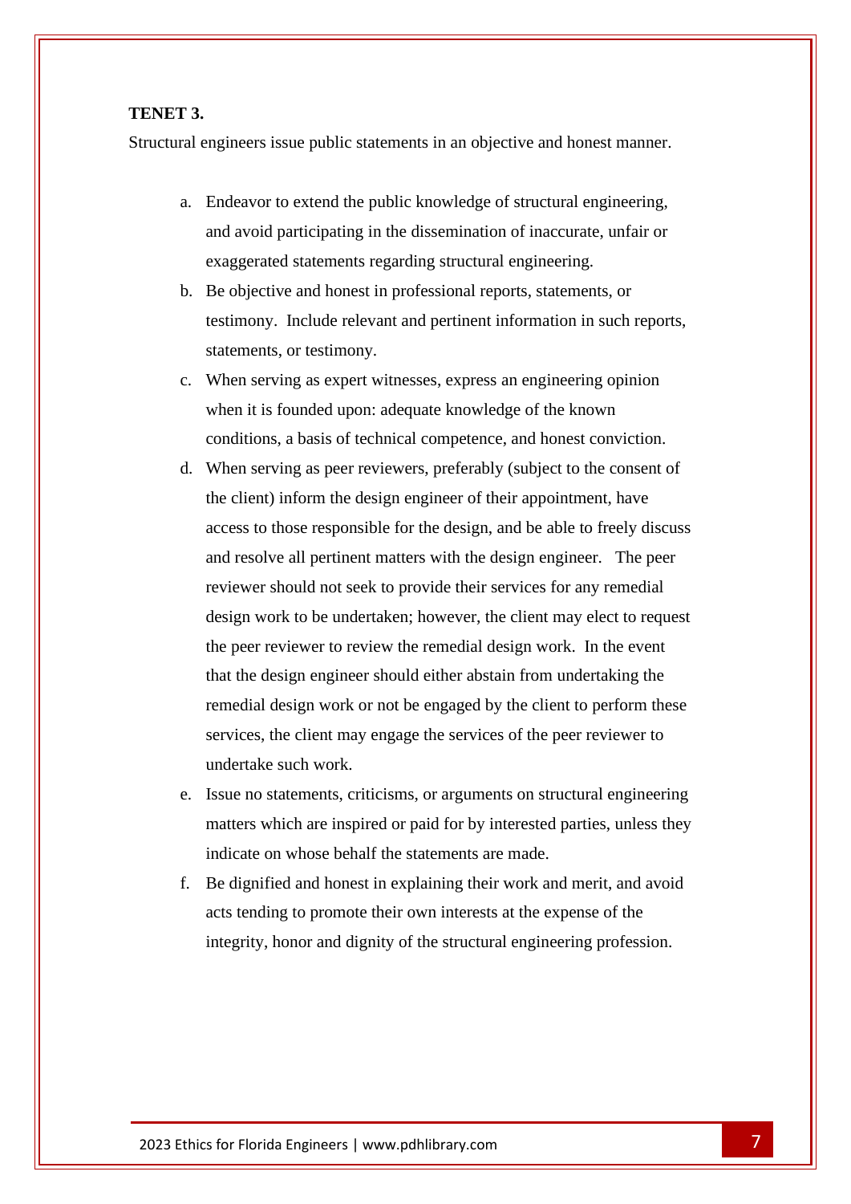**TENET 3.**

Structural engineers issue public statements in an objective and honest manner.

a. Endeavor to extend the public knowledge of structural engineering, and avoid participating in the dissemination of inaccurate, unfair or exaggerated statements regarding structural engineering.
b. Be objective and honest in professional reports, statements, or testimony. Include relevant and pertinent information in such reports, statements, or testimony.
c. When serving as expert witnesses, express an engineering opinion when it is founded upon: adequate knowledge of the known conditions, a basis of technical competence, and honest conviction.
d. When serving as peer reviewers, preferably (subject to the consent of the client) inform the design engineer of their appointment, have access to those responsible for the design, and be able to freely discuss and resolve all pertinent matters with the design engineer. The peer reviewer should not seek to provide their services for any remedial design work to be undertaken; however, the client may elect to request the peer reviewer to review the remedial design work. In the event that the design engineer should either abstain from undertaking the remedial design work or not be engaged by the client to perform these services, the client may engage the services of the peer reviewer to undertake such work.
e. Issue no statements, criticisms, or arguments on structural engineering matters which are inspired or paid for by interested parties, unless they indicate on whose behalf the statements are made.
f. Be dignified and honest in explaining their work and merit, and avoid acts tending to promote their own interests at the expense of the integrity, honor and dignity of the structural engineering profession.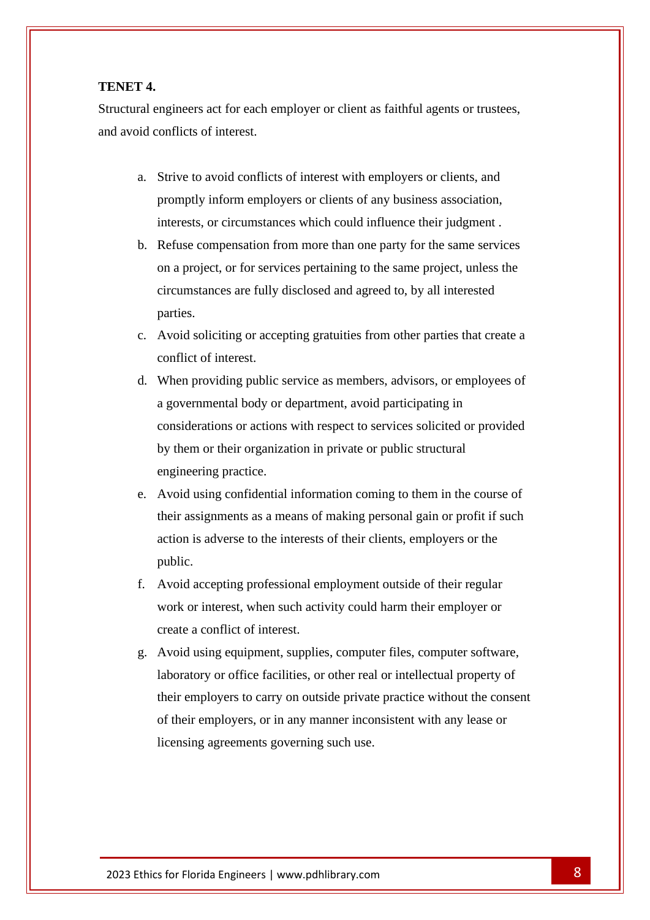**TENET 4.**

Structural engineers act for each employer or client as faithful agents or trustees, and avoid conflicts of interest.

a. Strive to avoid conflicts of interest with employers or clients, and promptly inform employers or clients of any business association, interests, or circumstances which could influence their judgment .
b. Refuse compensation from more than one party for the same services on a project, or for services pertaining to the same project, unless the circumstances are fully disclosed and agreed to, by all interested parties.
c. Avoid soliciting or accepting gratuities from other parties that create a conflict of interest.
d. When providing public service as members, advisors, or employees of a governmental body or department, avoid participating in considerations or actions with respect to services solicited or provided by them or their organization in private or public structural engineering practice.
e. Avoid using confidential information coming to them in the course of their assignments as a means of making personal gain or profit if such action is adverse to the interests of their clients, employers or the public.
f. Avoid accepting professional employment outside of their regular work or interest, when such activity could harm their employer or create a conflict of interest.
g. Avoid using equipment, supplies, computer files, computer software, laboratory or office facilities, or other real or intellectual property of their employers to carry on outside private practice without the consent of their employers, or in any manner inconsistent with any lease or licensing agreements governing such use.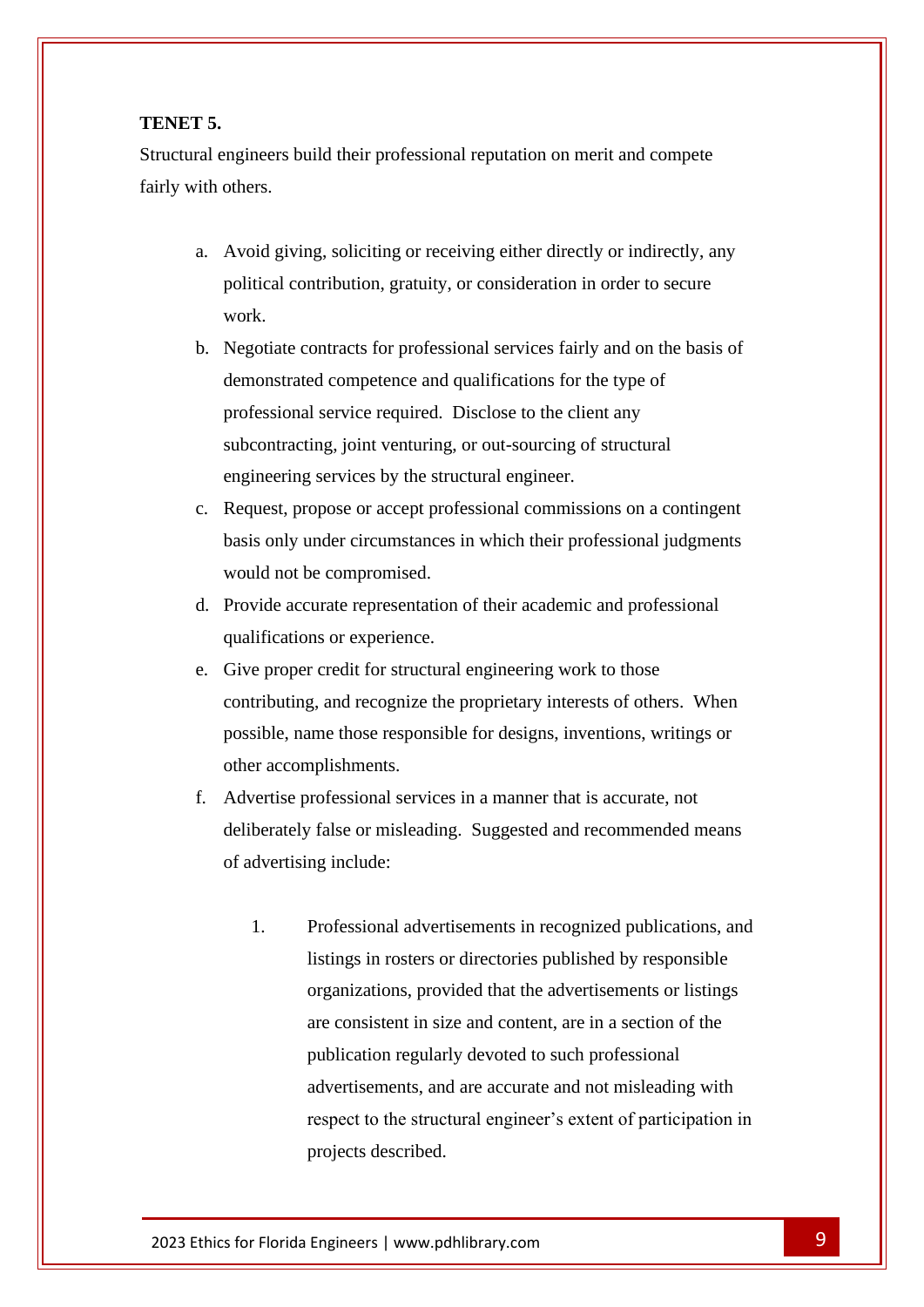**TENET 5.**

Structural engineers build their professional reputation on merit and compete fairly with others.

a. Avoid giving, soliciting or receiving either directly or indirectly, any political contribution, gratuity, or consideration in order to secure work.

b. Negotiate contracts for professional services fairly and on the basis of demonstrated competence and qualifications for the type of professional service required. Disclose to the client any subcontracting, joint venturing, or out-sourcing of structural engineering services by the structural engineer.

c. Request, propose or accept professional commissions on a contingent basis only under circumstances in which their professional judgments would not be compromised.

d. Provide accurate representation of their academic and professional qualifications or experience.

e. Give proper credit for structural engineering work to those contributing, and recognize the proprietary interests of others. When possible, name those responsible for designs, inventions, writings or other accomplishments.

f. Advertise professional services in a manner that is accurate, not deliberately false or misleading. Suggested and recommended means of advertising include:

    1. Professional advertisements in recognized publications, and listings in rosters or directories published by responsible organizations, provided that the advertisements or listings are consistent in size and content, are in a section of the publication regularly devoted to such professional advertisements, and are accurate and not misleading with respect to the structural engineer's extent of participation in projects described.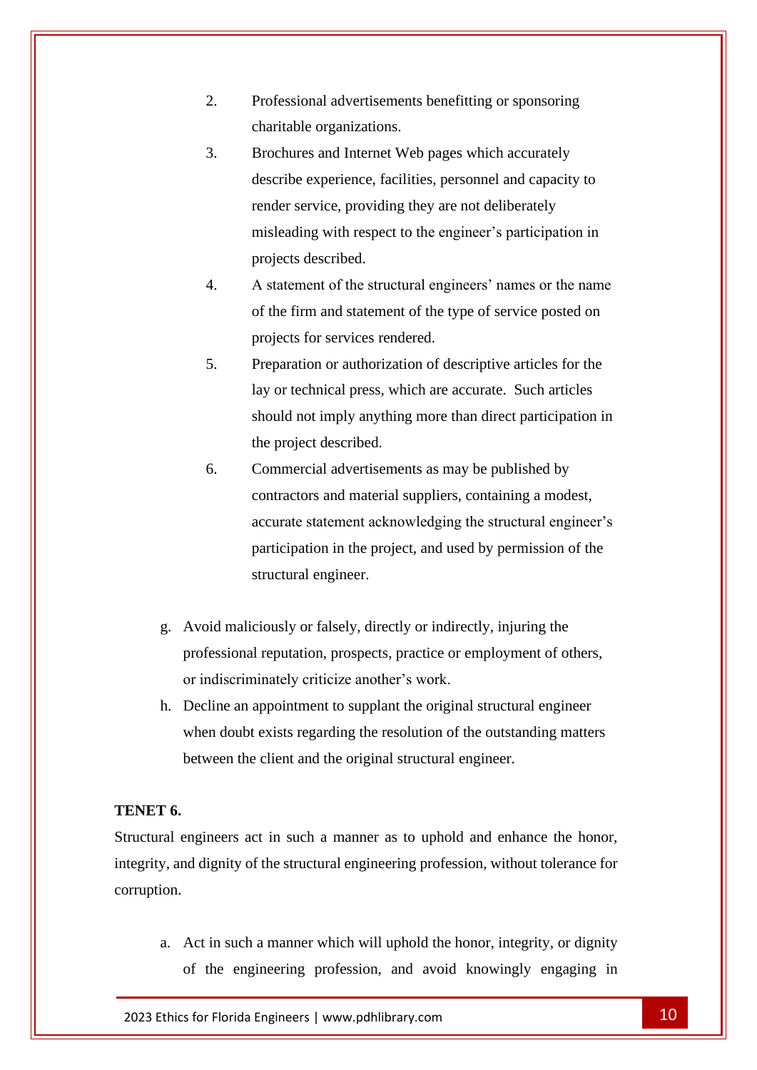2. Professional advertisements benefitting or sponsoring charitable organizations.
3. Brochures and Internet Web pages which accurately describe experience, facilities, personnel and capacity to render service, providing they are not deliberately misleading with respect to the engineer's participation in projects described.
4. A statement of the structural engineers' names or the name of the firm and statement of the type of service posted on projects for services rendered.
5. Preparation or authorization of descriptive articles for the lay or technical press, which are accurate. Such articles should not imply anything more than direct participation in the project described.
6. Commercial advertisements as may be published by contractors and material suppliers, containing a modest, accurate statement acknowledging the structural engineer's participation in the project, and used by permission of the structural engineer.

g. Avoid maliciously or falsely, directly or indirectly, injuring the professional reputation, prospects, practice or employment of others, or indiscriminately criticize another's work.

h. Decline an appointment to supplant the original structural engineer when doubt exists regarding the resolution of the outstanding matters between the client and the original structural engineer.

**TENET 6.**

Structural engineers act in such a manner as to uphold and enhance the honor, integrity, and dignity of the structural engineering profession, without tolerance for corruption.

a. Act in such a manner which will uphold the honor, integrity, or dignity of the engineering profession, and avoid knowingly engaging in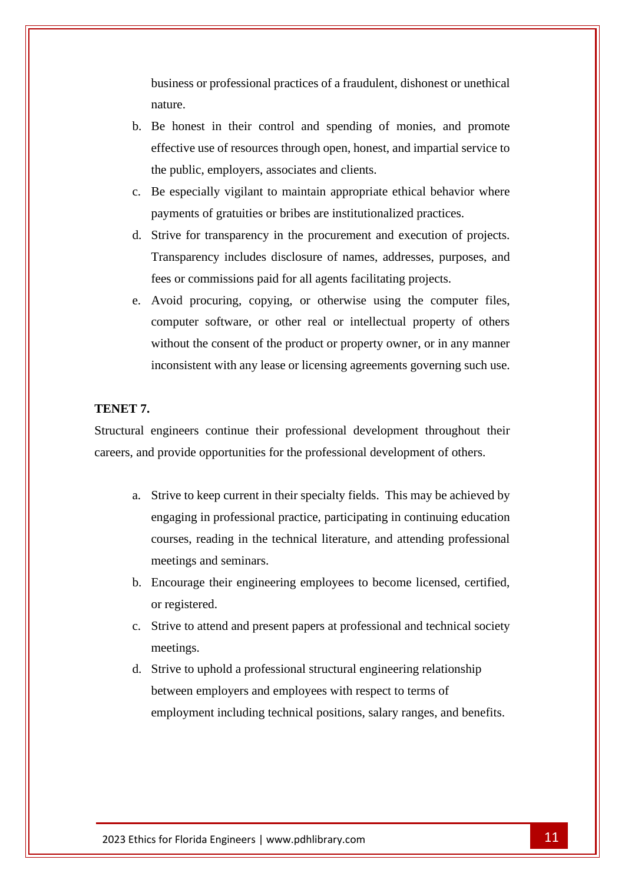business or professional practices of a fraudulent, dishonest or unethical nature.

b. Be honest in their control and spending of monies, and promote effective use of resources through open, honest, and impartial service to the public, employers, associates and clients.
c. Be especially vigilant to maintain appropriate ethical behavior where payments of gratuities or bribes are institutionalized practices.
d. Strive for transparency in the procurement and execution of projects. Transparency includes disclosure of names, addresses, purposes, and fees or commissions paid for all agents facilitating projects.
e. Avoid procuring, copying, or otherwise using the computer files, computer software, or other real or intellectual property of others without the consent of the product or property owner, or in any manner inconsistent with any lease or licensing agreements governing such use.

**TENET 7.**

Structural engineers continue their professional development throughout their careers, and provide opportunities for the professional development of others.

a. Strive to keep current in their specialty fields. This may be achieved by engaging in professional practice, participating in continuing education courses, reading in the technical literature, and attending professional meetings and seminars.
b. Encourage their engineering employees to become licensed, certified, or registered.
c. Strive to attend and present papers at professional and technical society meetings.
d. Strive to uphold a professional structural engineering relationship between employers and employees with respect to terms of employment including technical positions, salary ranges, and benefits.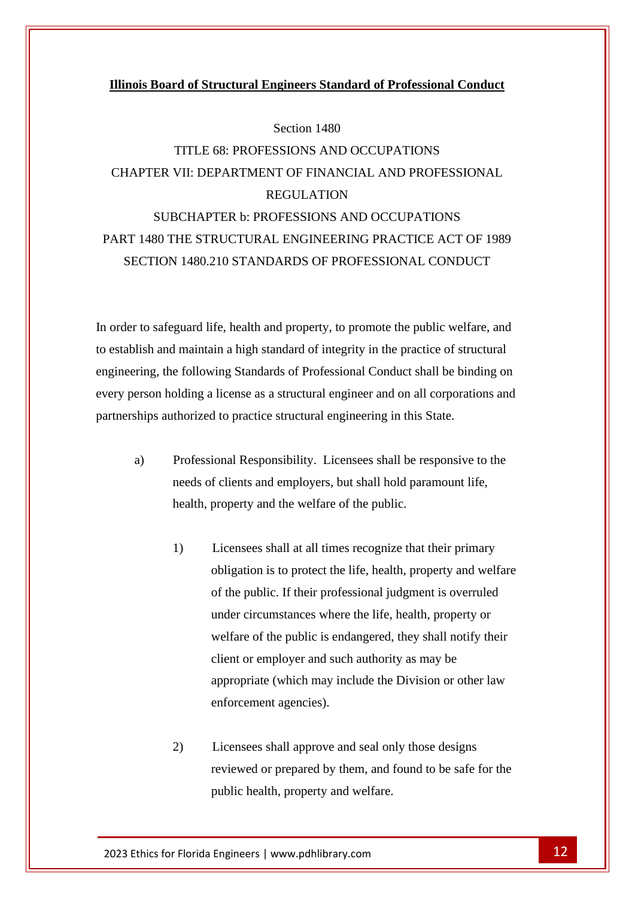**Illinois Board of Structural Engineers Standard of Professional Conduct**

Section 1480

TITLE 68: PROFESSIONS AND OCCUPATIONS

CHAPTER VII: DEPARTMENT OF FINANCIAL AND PROFESSIONAL REGULATION

SUBCHAPTER b: PROFESSIONS AND OCCUPATIONS

PART 1480 THE STRUCTURAL ENGINEERING PRACTICE ACT OF 1989

SECTION 1480.210 STANDARDS OF PROFESSIONAL CONDUCT

In order to safeguard life, health and property, to promote the public welfare, and to establish and maintain a high standard of integrity in the practice of structural engineering, the following Standards of Professional Conduct shall be binding on every person holding a license as a structural engineer and on all corporations and partnerships authorized to practice structural engineering in this State.

a) Professional Responsibility. Licensees shall be responsive to the needs of clients and employers, but shall hold paramount life, health, property and the welfare of the public.

1) Licensees shall at all times recognize that their primary obligation is to protect the life, health, property and welfare of the public. If their professional judgment is overruled under circumstances where the life, health, property or welfare of the public is endangered, they shall notify their client or employer and such authority as may be appropriate (which may include the Division or other law enforcement agencies).

2) Licensees shall approve and seal only those designs reviewed or prepared by them, and found to be safe for the public health, property and welfare.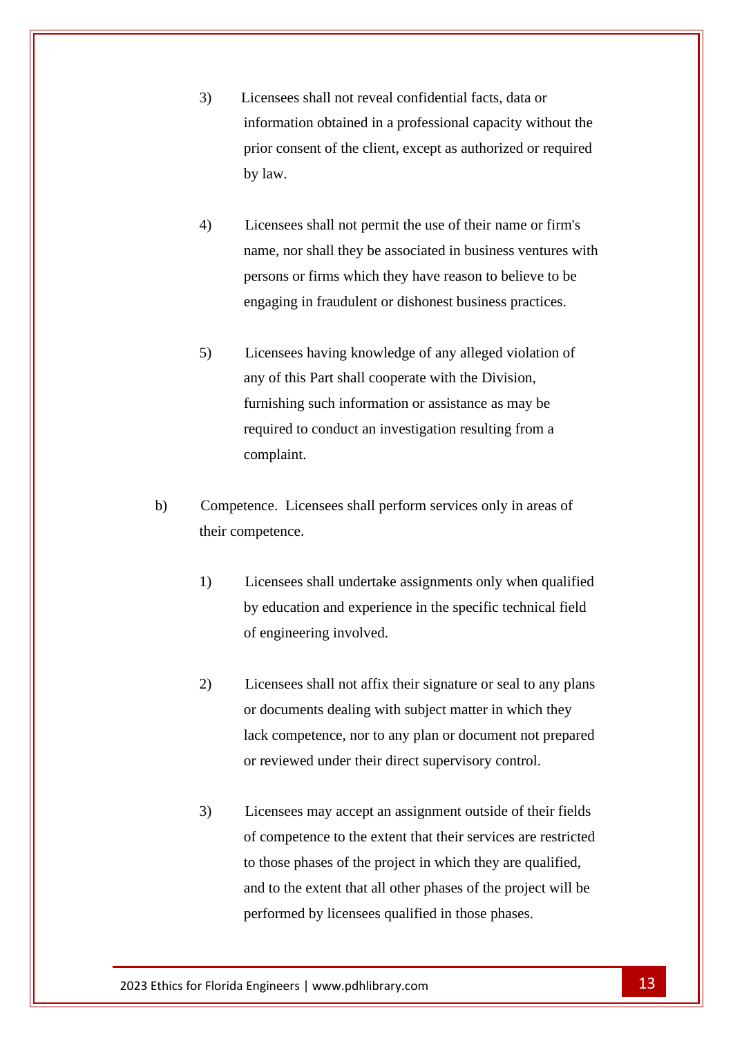3) Licensees shall not reveal confidential facts, data or information obtained in a professional capacity without the prior consent of the client, except as authorized or required by law.

4) Licensees shall not permit the use of their name or firm's name, nor shall they be associated in business ventures with persons or firms which they have reason to believe to be engaging in fraudulent or dishonest business practices.

5) Licensees having knowledge of any alleged violation of any of this Part shall cooperate with the Division, furnishing such information or assistance as may be required to conduct an investigation resulting from a complaint.

b) Competence. Licensees shall perform services only in areas of their competence.

1) Licensees shall undertake assignments only when qualified by education and experience in the specific technical field of engineering involved.

2) Licensees shall not affix their signature or seal to any plans or documents dealing with subject matter in which they lack competence, nor to any plan or document not prepared or reviewed under their direct supervisory control.

3) Licensees may accept an assignment outside of their fields of competence to the extent that their services are restricted to those phases of the project in which they are qualified, and to the extent that all other phases of the project will be performed by licensees qualified in those phases.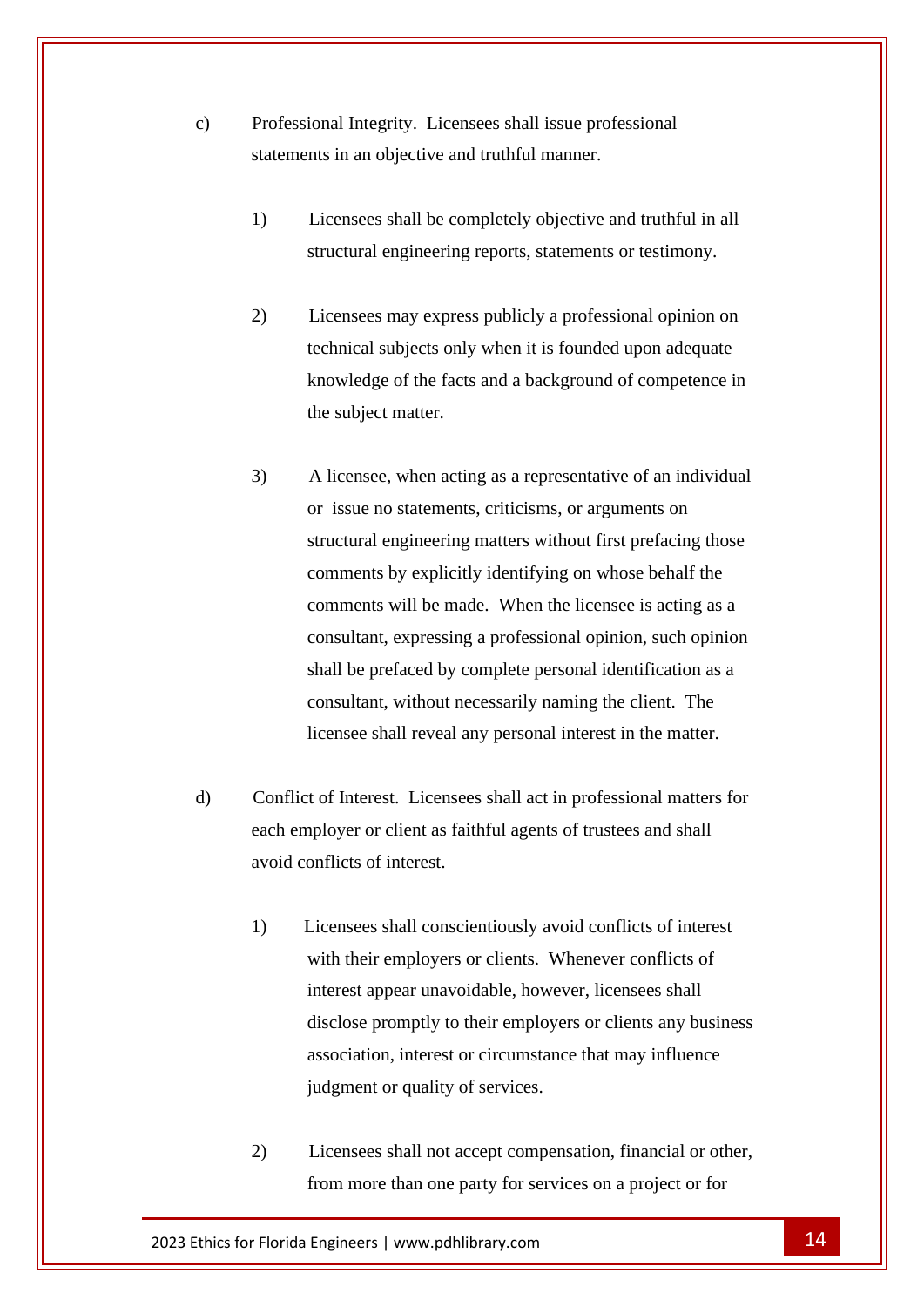c) Professional Integrity. Licensees shall issue professional statements in an objective and truthful manner.

1) Licensees shall be completely objective and truthful in all structural engineering reports, statements or testimony.

2) Licensees may express publicly a professional opinion on technical subjects only when it is founded upon adequate knowledge of the facts and a background of competence in the subject matter.

3) A licensee, when acting as a representative of an individual or issue no statements, criticisms, or arguments on structural engineering matters without first prefacing those comments by explicitly identifying on whose behalf the comments will be made. When the licensee is acting as a consultant, expressing a professional opinion, such opinion shall be prefaced by complete personal identification as a consultant, without necessarily naming the client. The licensee shall reveal any personal interest in the matter.

d) Conflict of Interest. Licensees shall act in professional matters for each employer or client as faithful agents of trustees and shall avoid conflicts of interest.

1) Licensees shall conscientiously avoid conflicts of interest with their employers or clients. Whenever conflicts of interest appear unavoidable, however, licensees shall disclose promptly to their employers or clients any business association, interest or circumstance that may influence judgment or quality of services.

2) Licensees shall not accept compensation, financial or other, from more than one party for services on a project or for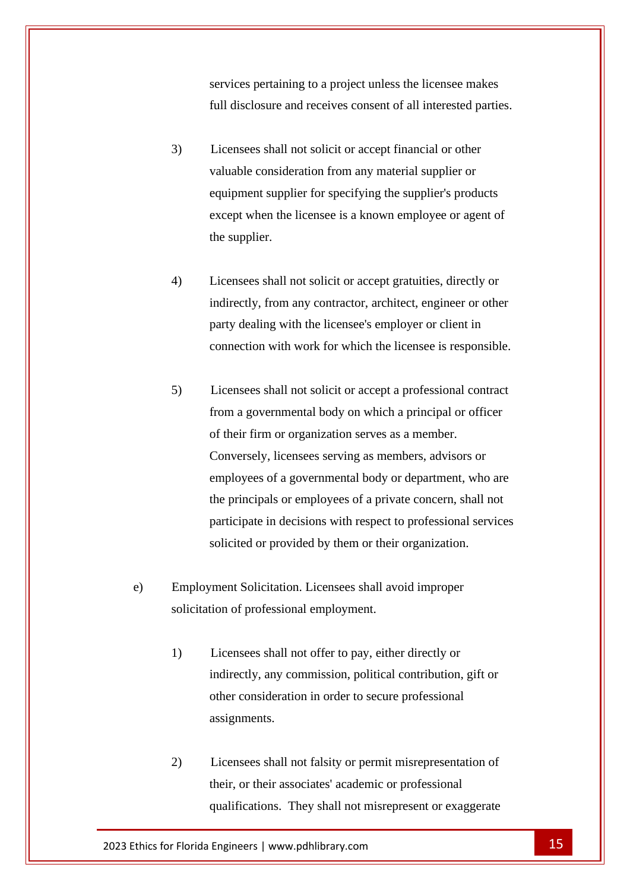services pertaining to a project unless the licensee makes full disclosure and receives consent of all interested parties.

3) Licensees shall not solicit or accept financial or other valuable consideration from any material supplier or equipment supplier for specifying the supplier's products except when the licensee is a known employee or agent of the supplier.

4) Licensees shall not solicit or accept gratuities, directly or indirectly, from any contractor, architect, engineer or other party dealing with the licensee's employer or client in connection with work for which the licensee is responsible.

5) Licensees shall not solicit or accept a professional contract from a governmental body on which a principal or officer of their firm or organization serves as a member. Conversely, licensees serving as members, advisors or employees of a governmental body or department, who are the principals or employees of a private concern, shall not participate in decisions with respect to professional services solicited or provided by them or their organization.

e) Employment Solicitation. Licensees shall avoid improper solicitation of professional employment.

1) Licensees shall not offer to pay, either directly or indirectly, any commission, political contribution, gift or other consideration in order to secure professional assignments.

2) Licensees shall not falsity or permit misrepresentation of their, or their associates' academic or professional qualifications. They shall not misrepresent or exaggerate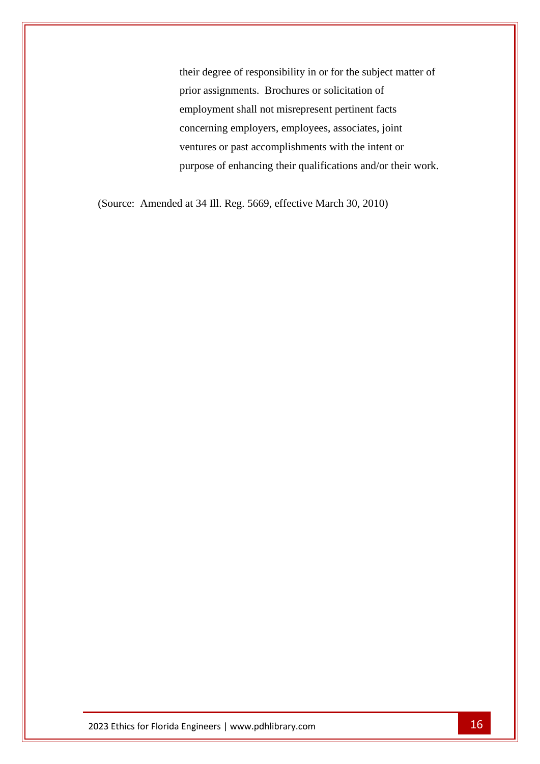their degree of responsibility in or for the subject matter of prior assignments. Brochures or solicitation of employment shall not misrepresent pertinent facts concerning employers, employees, associates, joint ventures or past accomplishments with the intent or purpose of enhancing their qualifications and/or their work.

(Source: Amended at 34 Ill. Reg. 5669, effective March 30, 2010)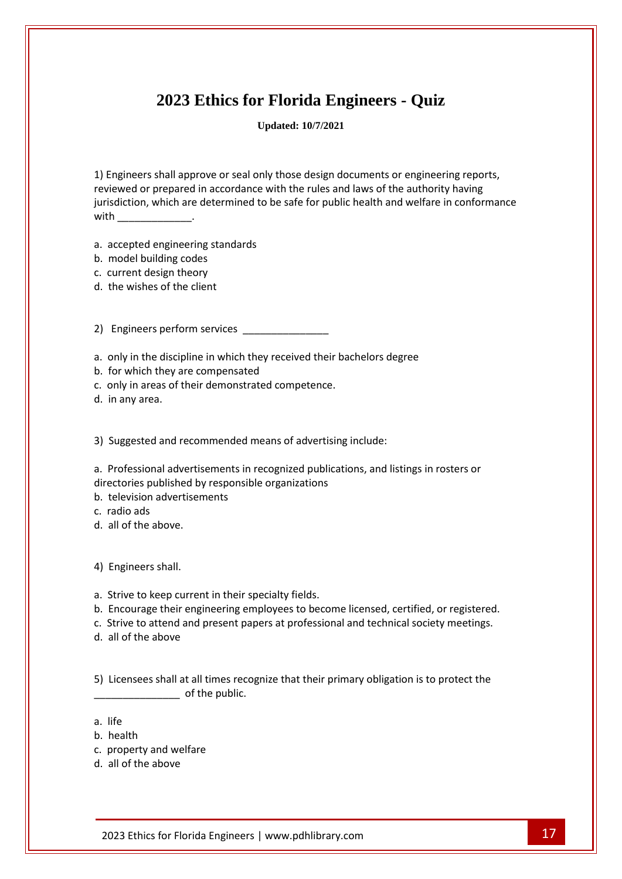# 2023 Ethics for Florida Engineers - Quiz

**Updated: 10/7/2021**

1) Engineers shall approve or seal only those design documents or engineering reports, reviewed or prepared in accordance with the rules and laws of the authority having jurisdiction, which are determined to be safe for public health and welfare in conformance with _____________.

a. accepted engineering standards
b. model building codes
c. current design theory
d. the wishes of the client

2) Engineers perform services _______________

a. only in the discipline in which they received their bachelors degree
b. for which they are compensated
c. only in areas of their demonstrated competence.
d. in any area.

3) Suggested and recommended means of advertising include:

a. Professional advertisements in recognized publications, and listings in rosters or directories published by responsible organizations
b. television advertisements
c. radio ads
d. all of the above.

4) Engineers shall.

a. Strive to keep current in their specialty fields.
b. Encourage their engineering employees to become licensed, certified, or registered.
c. Strive to attend and present papers at professional and technical society meetings.
d. all of the above

5) Licensees shall at all times recognize that their primary obligation is to protect the _______________ of the public.

a. life
b. health
c. property and welfare
d. all of the above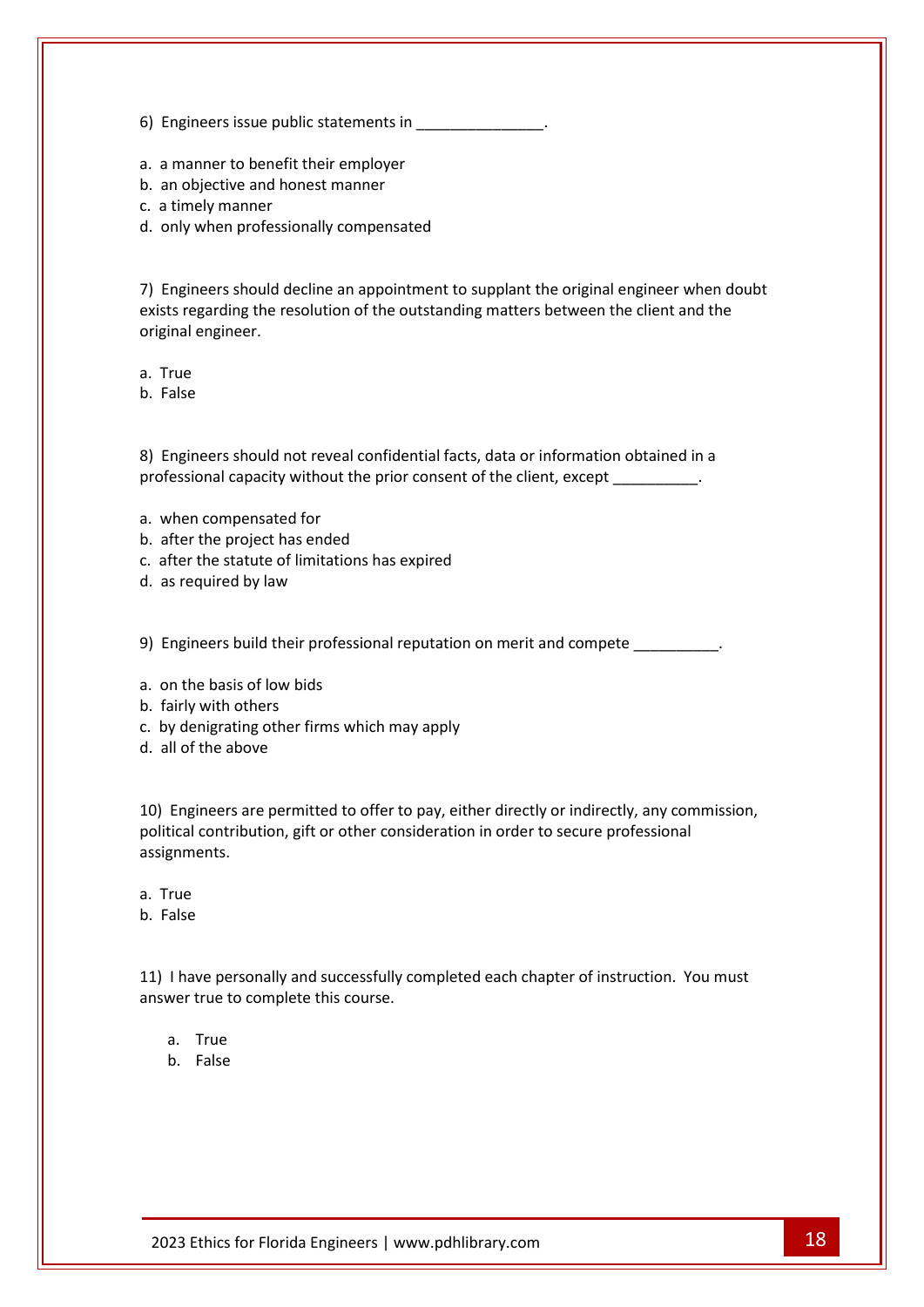6) Engineers issue public statements in _______________.

a. a manner to benefit their employer
b. an objective and honest manner
c. a timely manner
d. only when professionally compensated

7) Engineers should decline an appointment to supplant the original engineer when doubt exists regarding the resolution of the outstanding matters between the client and the original engineer.

a. True
b. False

8) Engineers should not reveal confidential facts, data or information obtained in a professional capacity without the prior consent of the client, except __________.

a. when compensated for
b. after the project has ended
c. after the statute of limitations has expired
d. as required by law

9) Engineers build their professional reputation on merit and compete __________.

a. on the basis of low bids
b. fairly with others
c. by denigrating other firms which may apply
d. all of the above

10) Engineers are permitted to offer to pay, either directly or indirectly, any commission, political contribution, gift or other consideration in order to secure professional assignments.

a. True
b. False

11) I have personally and successfully completed each chapter of instruction. You must answer true to complete this course.

a. True
b. False